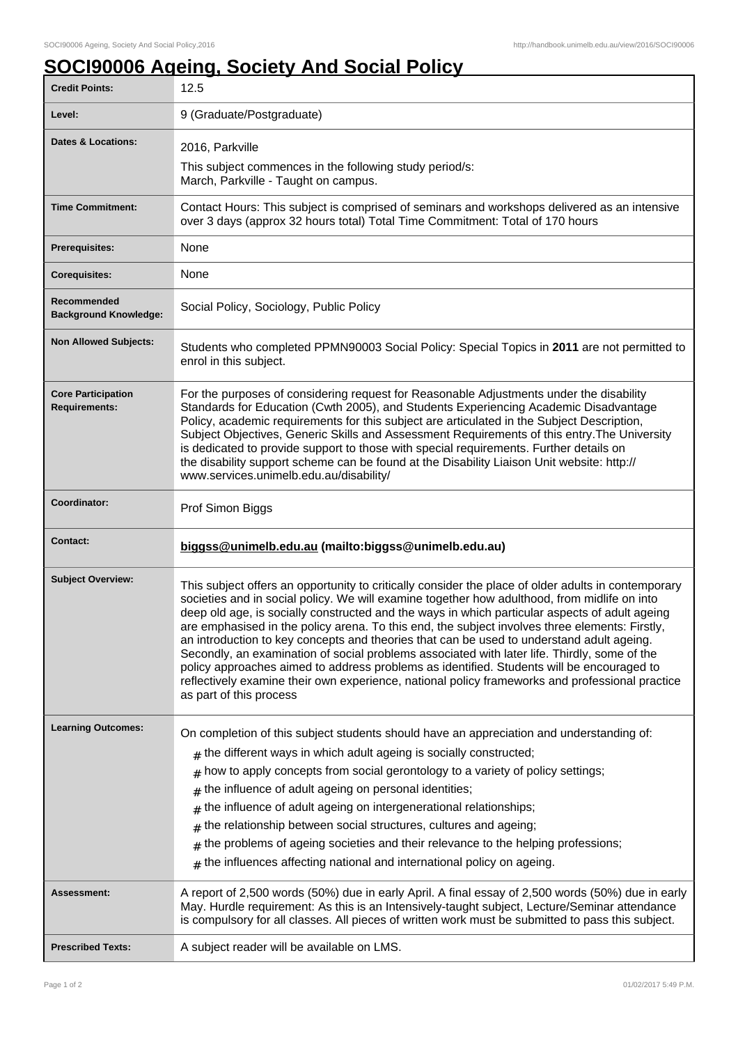# SOCI90006 Ageing, Society And Social Policy

| | |
|---|---|
| **Credit Points:** | 12.5 |
| **Level:** | 9 (Graduate/Postgraduate) |
| **Dates & Locations:** | 2016, Parkville<br>This subject commences in the following study period/s:<br>March, Parkville - Taught on campus. |
| **Time Commitment:** | Contact Hours: This subject is comprised of seminars and workshops delivered as an intensive over 3 days (approx 32 hours total) Total Time Commitment: Total of 170 hours |
| **Prerequisites:** | None |
| **Corequisites:** | None |
| **Recommended Background Knowledge:** | Social Policy, Sociology, Public Policy |
| **Non Allowed Subjects:** | Students who completed PPMN90003 Social Policy: Special Topics in **2011** are not permitted to enrol in this subject. |
| **Core Participation Requirements:** | For the purposes of considering request for Reasonable Adjustments under the disability Standards for Education (Cwth 2005), and Students Experiencing Academic Disadvantage Policy, academic requirements for this subject are articulated in the Subject Description, Subject Objectives, Generic Skills and Assessment Requirements of this entry.The University is dedicated to provide support to those with special requirements. Further details on the disability support scheme can be found at the Disability Liaison Unit website: http://www.services.unimelb.edu.au/disability/ |
| **Coordinator:** | Prof Simon Biggs |
| **Contact:** | **biggss@unimelb.edu.au (mailto:biggss@unimelb.edu.au)** |
| **Subject Overview:** | This subject offers an opportunity to critically consider the place of older adults in contemporary societies and in social policy. We will examine together how adulthood, from midlife on into deep old age, is socially constructed and the ways in which particular aspects of adult ageing are emphasised in the policy arena. To this end, the subject involves three elements: Firstly, an introduction to key concepts and theories that can be used to understand adult ageing. Secondly, an examination of social problems associated with later life. Thirdly, some of the policy approaches aimed to address problems as identified. Students will be encouraged to reflectively examine their own experience, national policy frameworks and professional practice as part of this process |
| **Learning Outcomes:** | On completion of this subject students should have an appreciation and understanding of:<br># the different ways in which adult ageing is socially constructed;<br># how to apply concepts from social gerontology to a variety of policy settings;<br># the influence of adult ageing on personal identities;<br># the influence of adult ageing on intergenerational relationships;<br># the relationship between social structures, cultures and ageing;<br># the problems of ageing societies and their relevance to the helping professions;<br># the influences affecting national and international policy on ageing. |
| **Assessment:** | A report of 2,500 words (50%) due in early April. A final essay of 2,500 words (50%) due in early May. Hurdle requirement: As this is an Intensively-taught subject, Lecture/Seminar attendance is compulsory for all classes. All pieces of written work must be submitted to pass this subject. |
| **Prescribed Texts:** | A subject reader will be available on LMS. |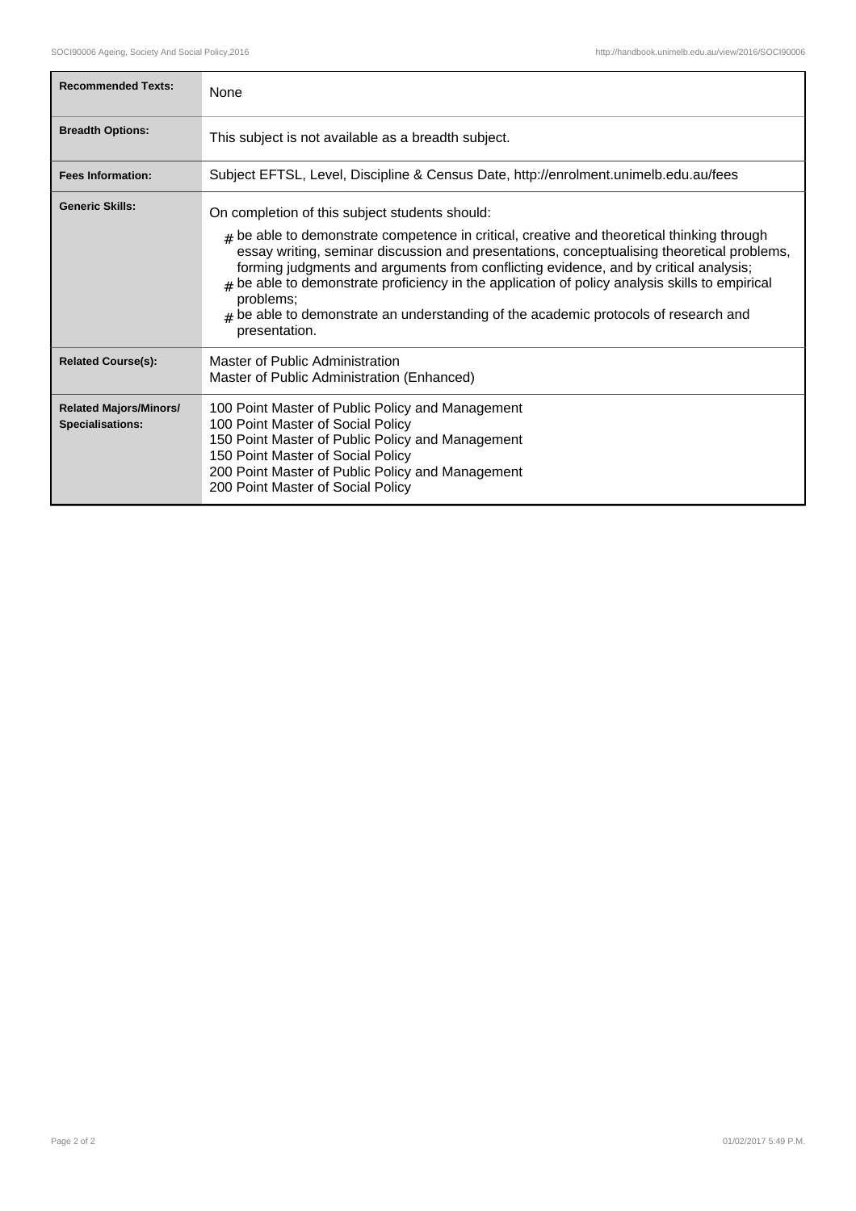| | |
|---|---|
| **Recommended Texts:** | None |
| **Breadth Options:** | This subject is not available as a breadth subject. |
| **Fees Information:** | Subject EFTSL, Level, Discipline & Census Date, http://enrolment.unimelb.edu.au/fees |
| **Generic Skills:** | On completion of this subject students should:<br># be able to demonstrate competence in critical, creative and theoretical thinking through essay writing, seminar discussion and presentations, conceptualising theoretical problems, forming judgments and arguments from conflicting evidence, and by critical analysis;<br># be able to demonstrate proficiency in the application of policy analysis skills to empirical problems;<br># be able to demonstrate an understanding of the academic protocols of research and presentation. |
| **Related Course(s):** | Master of Public Administration<br>Master of Public Administration (Enhanced) |
| **Related Majors/Minors/ Specialisations:** | 100 Point Master of Public Policy and Management<br>100 Point Master of Social Policy<br>150 Point Master of Public Policy and Management<br>150 Point Master of Social Policy<br>200 Point Master of Public Policy and Management<br>200 Point Master of Social Policy |